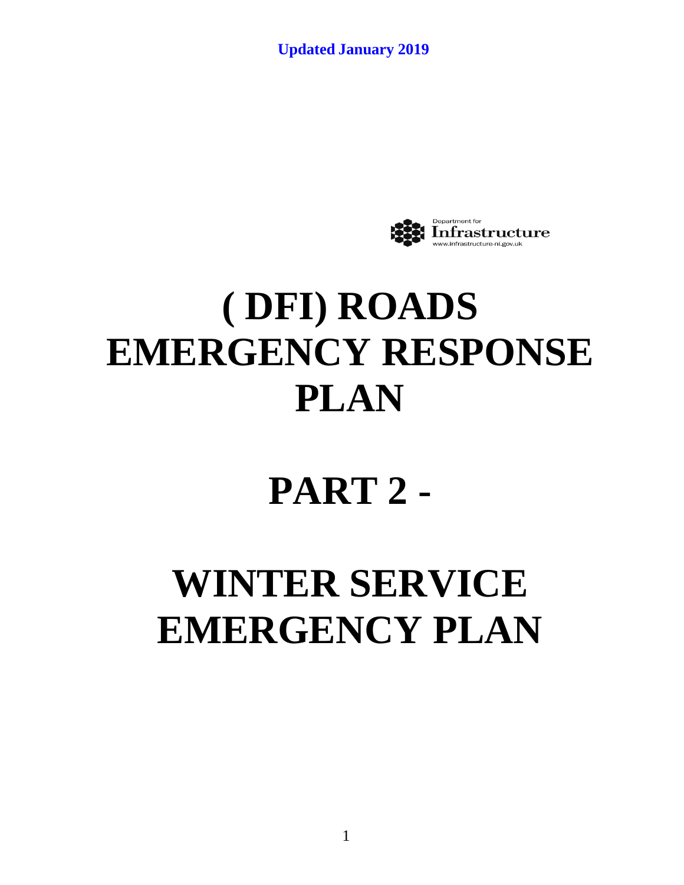**Updated January 2019**

Department for
Infrastructure
www.infrastructure-ni.gov.uk

# ( DFI) ROADS EMERGENCY RESPONSE PLAN

# PART 2 -

# WINTER SERVICE EMERGENCY PLAN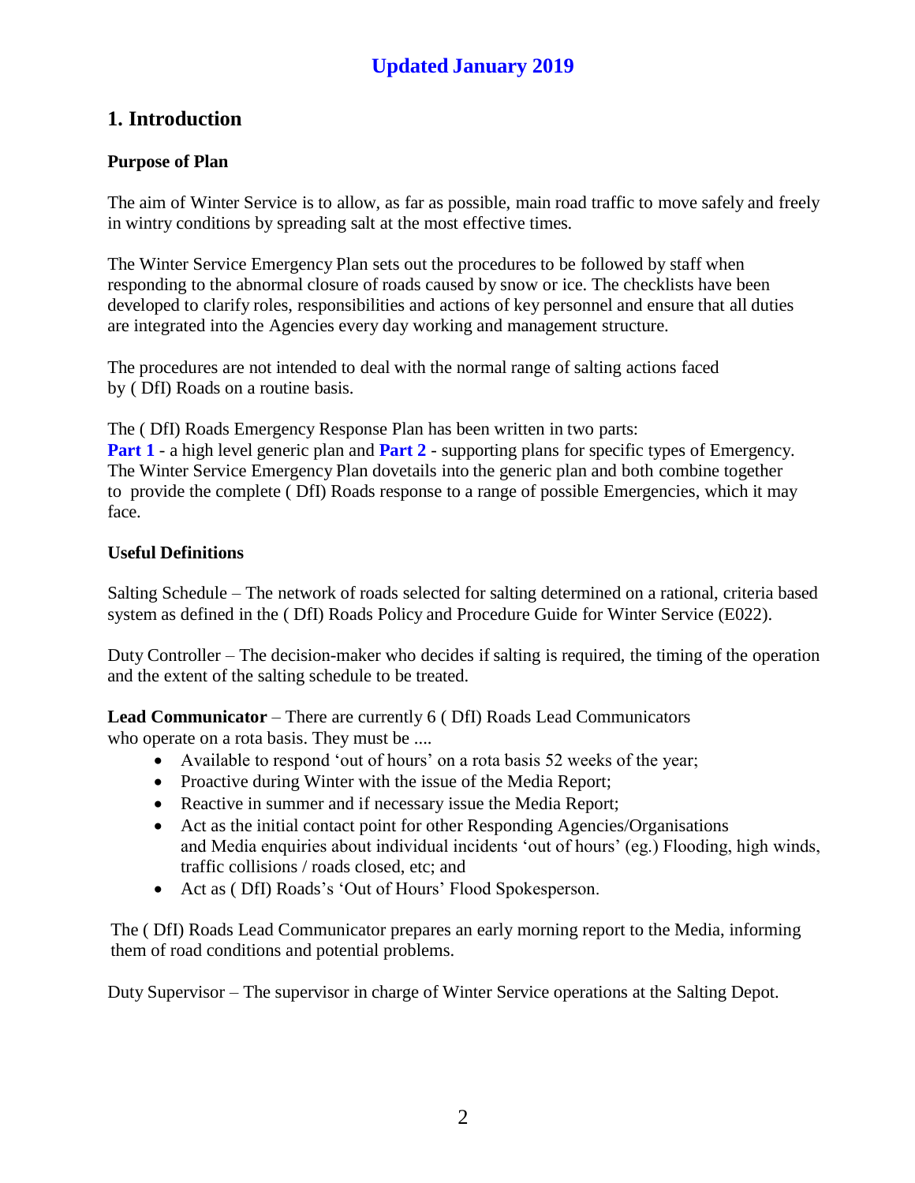**Updated January 2019**

# 1. Introduction

### Purpose of Plan

The aim of Winter Service is to allow, as far as possible, main road traffic to move safely and freely in wintry conditions by spreading salt at the most effective times.

The Winter Service Emergency Plan sets out the procedures to be followed by staff when responding to the abnormal closure of roads caused by snow or ice. The checklists have been developed to clarify roles, responsibilities and actions of key personnel and ensure that all duties are integrated into the Agencies every day working and management structure.

The procedures are not intended to deal with the normal range of salting actions faced by ( DfI) Roads on a routine basis.

The ( DfI) Roads Emergency Response Plan has been written in two parts:
**Part 1** - a high level generic plan and **Part 2** - supporting plans for specific types of Emergency. The Winter Service Emergency Plan dovetails into the generic plan and both combine together to provide the complete ( DfI) Roads response to a range of possible Emergencies, which it may face.

### Useful Definitions

Salting Schedule – The network of roads selected for salting determined on a rational, criteria based system as defined in the ( DfI) Roads Policy and Procedure Guide for Winter Service (E022).

Duty Controller – The decision-maker who decides if salting is required, the timing of the operation and the extent of the salting schedule to be treated.

**Lead Communicator** – There are currently 6 ( DfI) Roads Lead Communicators who operate on a rota basis. They must be ....

- Available to respond 'out of hours' on a rota basis 52 weeks of the year;
- Proactive during Winter with the issue of the Media Report;
- Reactive in summer and if necessary issue the Media Report;
- Act as the initial contact point for other Responding Agencies/Organisations and Media enquiries about individual incidents 'out of hours' (eg.) Flooding, high winds, traffic collisions / roads closed, etc; and
- Act as ( DfI) Roads's 'Out of Hours' Flood Spokesperson.

The ( DfI) Roads Lead Communicator prepares an early morning report to the Media, informing them of road conditions and potential problems.

Duty Supervisor – The supervisor in charge of Winter Service operations at the Salting Depot.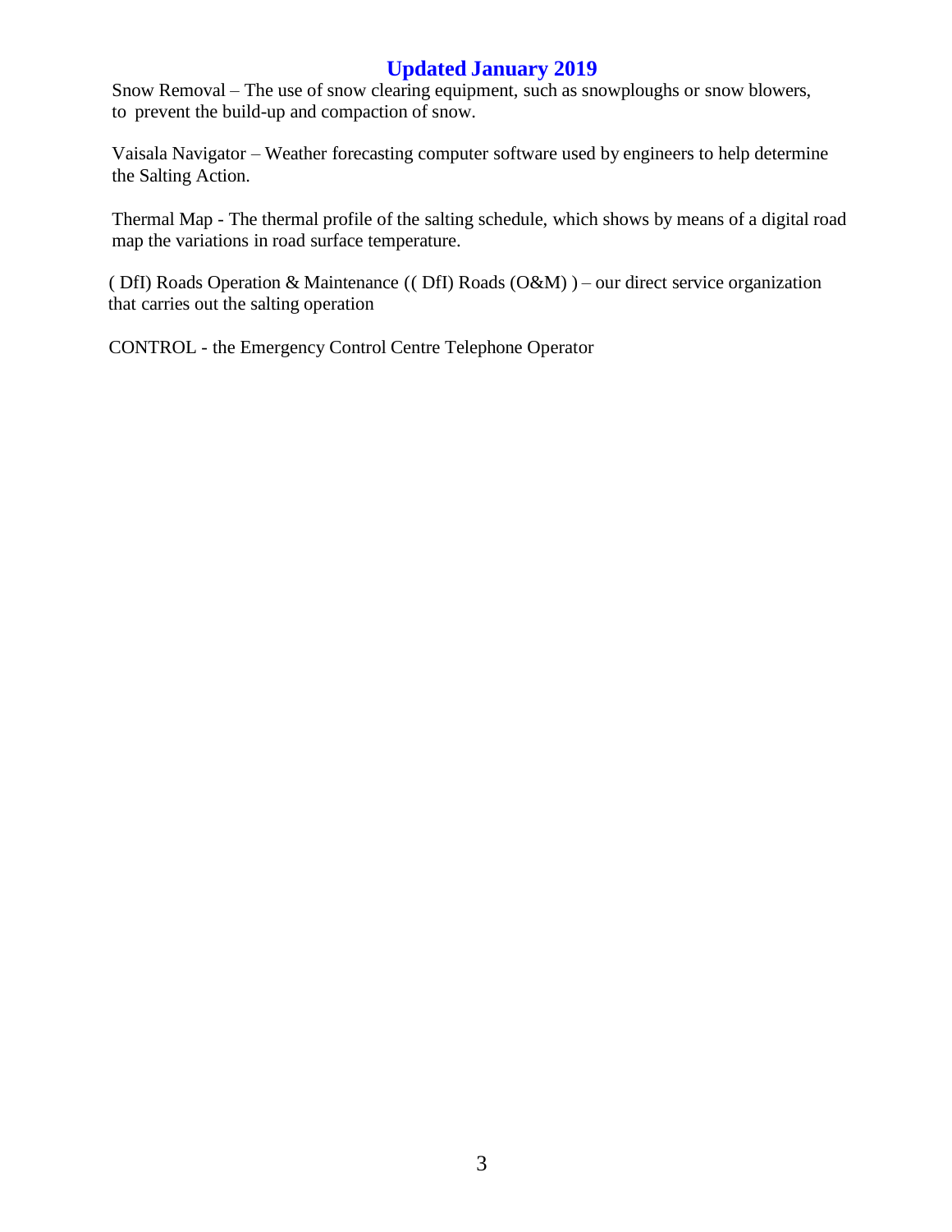Snow Removal – The use of snow clearing equipment, such as snowploughs or snow blowers, to prevent the build-up and compaction of snow.

Vaisala Navigator – Weather forecasting computer software used by engineers to help determine the Salting Action.

Thermal Map - The thermal profile of the salting schedule, which shows by means of a digital road map the variations in road surface temperature.

( DfI) Roads Operation & Maintenance (( DfI) Roads (O&M) ) – our direct service organization that carries out the salting operation

CONTROL - the Emergency Control Centre Telephone Operator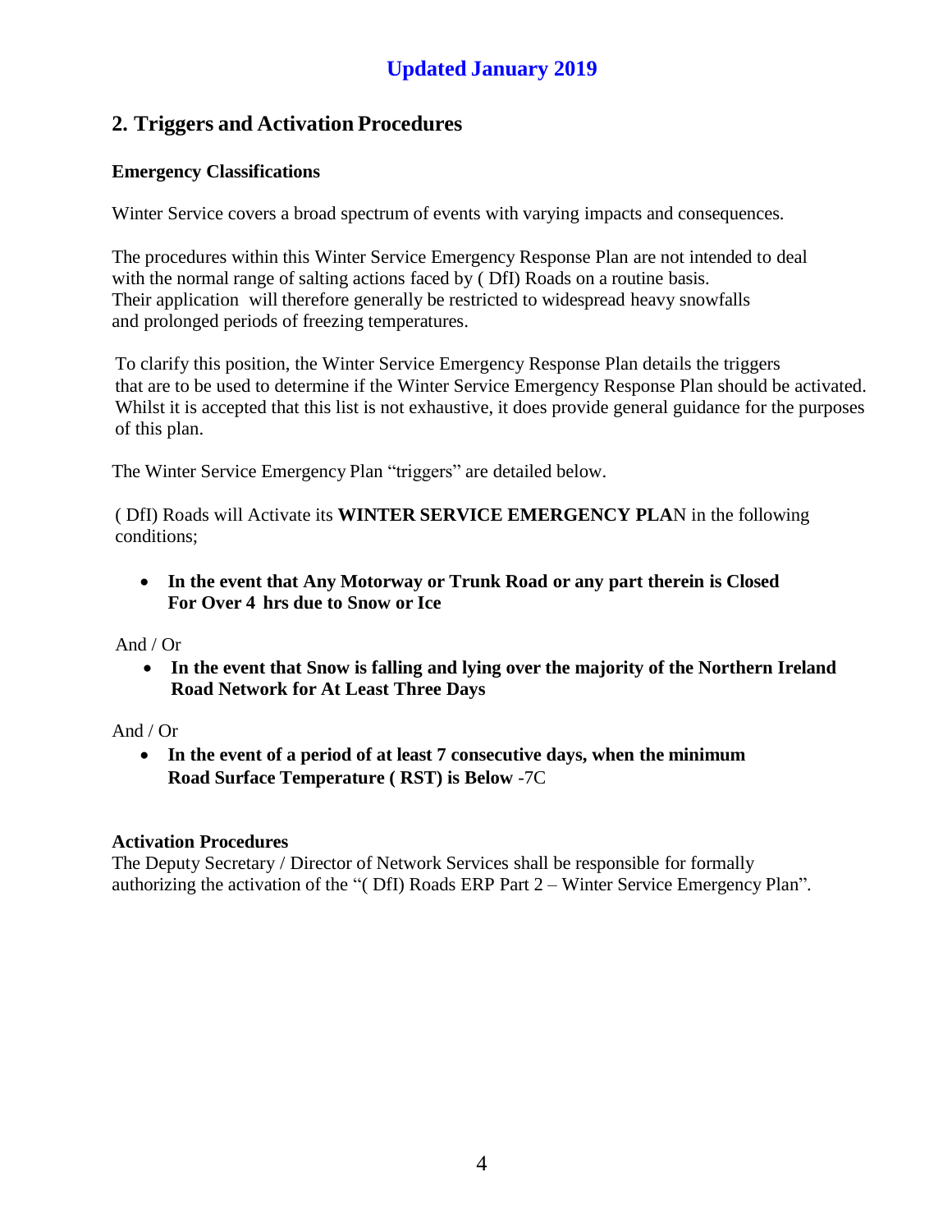**Updated January 2019**

## 2. Triggers and Activation Procedures

**Emergency Classifications**

Winter Service covers a broad spectrum of events with varying impacts and consequences.

The procedures within this Winter Service Emergency Response Plan are not intended to deal with the normal range of salting actions faced by ( DfI) Roads on a routine basis. Their application will therefore generally be restricted to widespread heavy snowfalls and prolonged periods of freezing temperatures.

To clarify this position, the Winter Service Emergency Response Plan details the triggers that are to be used to determine if the Winter Service Emergency Response Plan should be activated. Whilst it is accepted that this list is not exhaustive, it does provide general guidance for the purposes of this plan.

The Winter Service Emergency Plan "triggers" are detailed below.

( DfI) Roads will Activate its **WINTER SERVICE EMERGENCY PLA**N in the following conditions;

- **In the event that Any Motorway or Trunk Road or any part therein is Closed For Over 4 hrs due to Snow or Ice**

And / Or

- **In the event that Snow is falling and lying over the majority of the Northern Ireland Road Network for At Least Three Days**

And / Or

- **In the event of a period of at least 7 consecutive days, when the minimum Road Surface Temperature ( RST) is Below** -7C

**Activation Procedures**

The Deputy Secretary / Director of Network Services shall be responsible for formally authorizing the activation of the "( DfI) Roads ERP Part 2 – Winter Service Emergency Plan".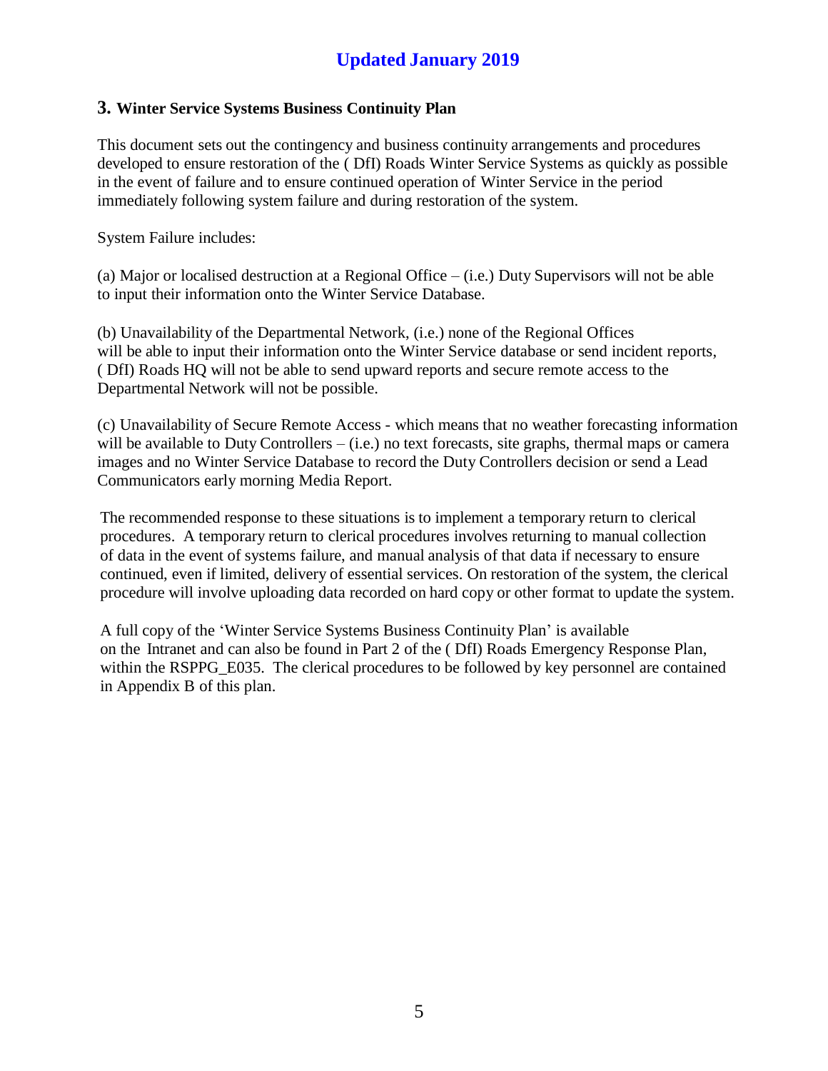**Updated January 2019**

## 3. Winter Service Systems Business Continuity Plan

This document sets out the contingency and business continuity arrangements and procedures developed to ensure restoration of the ( DfI) Roads Winter Service Systems as quickly as possible in the event of failure and to ensure continued operation of Winter Service in the period immediately following system failure and during restoration of the system.

System Failure includes:

(a) Major or localised destruction at a Regional Office – (i.e.) Duty Supervisors will not be able to input their information onto the Winter Service Database.

(b) Unavailability of the Departmental Network, (i.e.) none of the Regional Offices will be able to input their information onto the Winter Service database or send incident reports, ( DfI) Roads HQ will not be able to send upward reports and secure remote access to the Departmental Network will not be possible.

(c) Unavailability of Secure Remote Access - which means that no weather forecasting information will be available to Duty Controllers – (i.e.) no text forecasts, site graphs, thermal maps or camera images and no Winter Service Database to record the Duty Controllers decision or send a Lead Communicators early morning Media Report.

The recommended response to these situations is to implement a temporary return to clerical procedures. A temporary return to clerical procedures involves returning to manual collection of data in the event of systems failure, and manual analysis of that data if necessary to ensure continued, even if limited, delivery of essential services. On restoration of the system, the clerical procedure will involve uploading data recorded on hard copy or other format to update the system.

A full copy of the 'Winter Service Systems Business Continuity Plan' is available on the Intranet and can also be found in Part 2 of the ( DfI) Roads Emergency Response Plan, within the RSPPG_E035. The clerical procedures to be followed by key personnel are contained in Appendix B of this plan.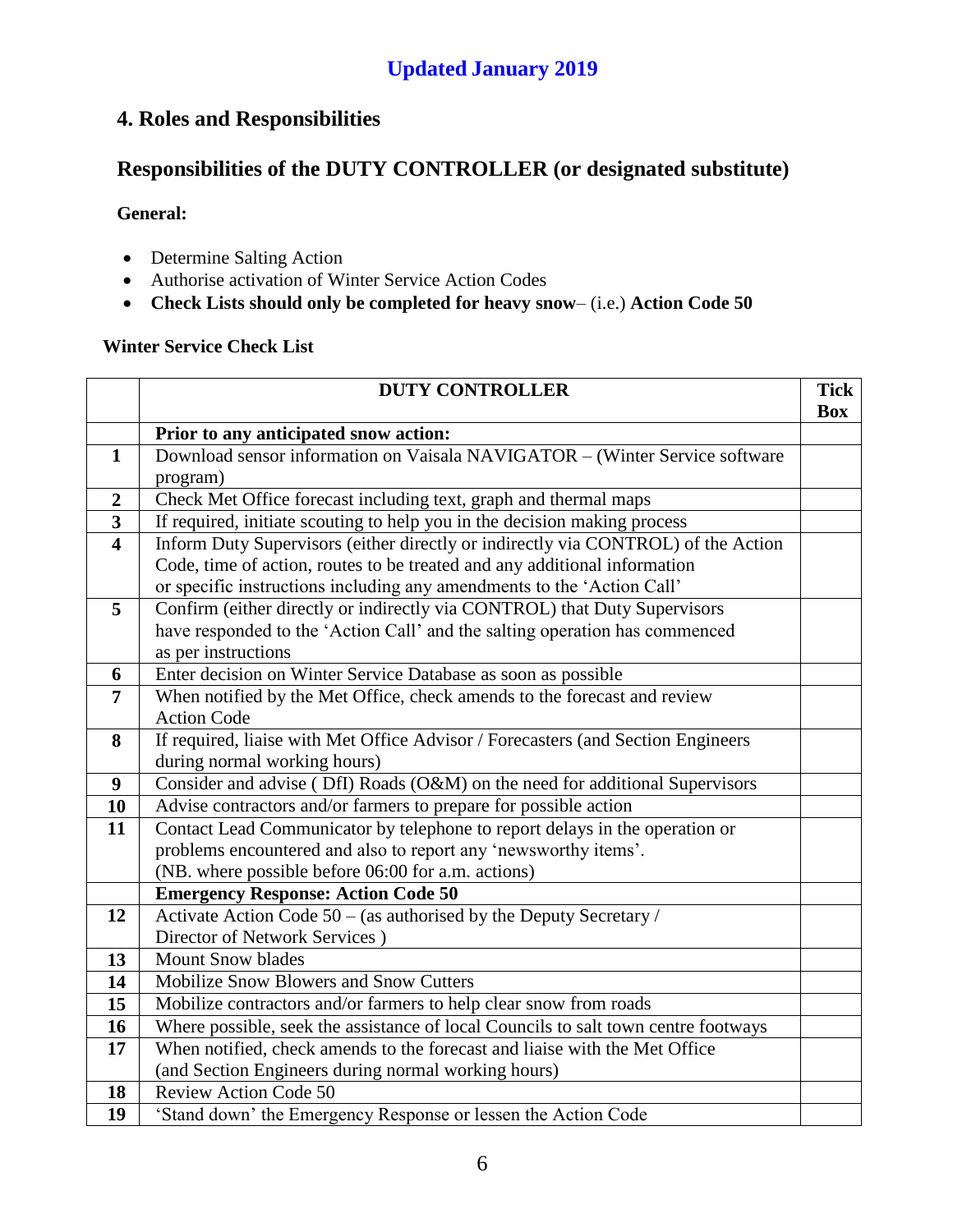**Updated January 2019**

## 4. Roles and Responsibilities

## Responsibilities of the DUTY CONTROLLER (or designated substitute)

**General:**

- Determine Salting Action
- Authorise activation of Winter Service Action Codes
- **Check Lists should only be completed for heavy snow**– (i.e.) **Action Code 50**

**Winter Service Check List**

| | **DUTY CONTROLLER** | **Tick Box** |
|---|---|---|
| | **Prior to any anticipated snow action:** | |
| **1** | Download sensor information on Vaisala NAVIGATOR – (Winter Service software program) | |
| **2** | Check Met Office forecast including text, graph and thermal maps | |
| **3** | If required, initiate scouting to help you in the decision making process | |
| **4** | Inform Duty Supervisors (either directly or indirectly via CONTROL) of the Action Code, time of action, routes to be treated and any additional information or specific instructions including any amendments to the 'Action Call' | |
| **5** | Confirm (either directly or indirectly via CONTROL) that Duty Supervisors have responded to the 'Action Call' and the salting operation has commenced as per instructions | |
| **6** | Enter decision on Winter Service Database as soon as possible | |
| **7** | When notified by the Met Office, check amends to the forecast and review Action Code | |
| **8** | If required, liaise with Met Office Advisor / Forecasters (and Section Engineers during normal working hours) | |
| **9** | Consider and advise ( DfI) Roads (O&M) on the need for additional Supervisors | |
| **10** | Advise contractors and/or farmers to prepare for possible action | |
| **11** | Contact Lead Communicator by telephone to report delays in the operation or problems encountered and also to report any 'newsworthy items'. (NB. where possible before 06:00 for a.m. actions) | |
| | **Emergency Response: Action Code 50** | |
| **12** | Activate Action Code 50 – (as authorised by the Deputy Secretary / Director of Network Services ) | |
| **13** | Mount Snow blades | |
| **14** | Mobilize Snow Blowers and Snow Cutters | |
| **15** | Mobilize contractors and/or farmers to help clear snow from roads | |
| **16** | Where possible, seek the assistance of local Councils to salt town centre footways | |
| **17** | When notified, check amends to the forecast and liaise with the Met Office (and Section Engineers during normal working hours) | |
| **18** | Review Action Code 50 | |
| **19** | 'Stand down' the Emergency Response or lessen the Action Code | |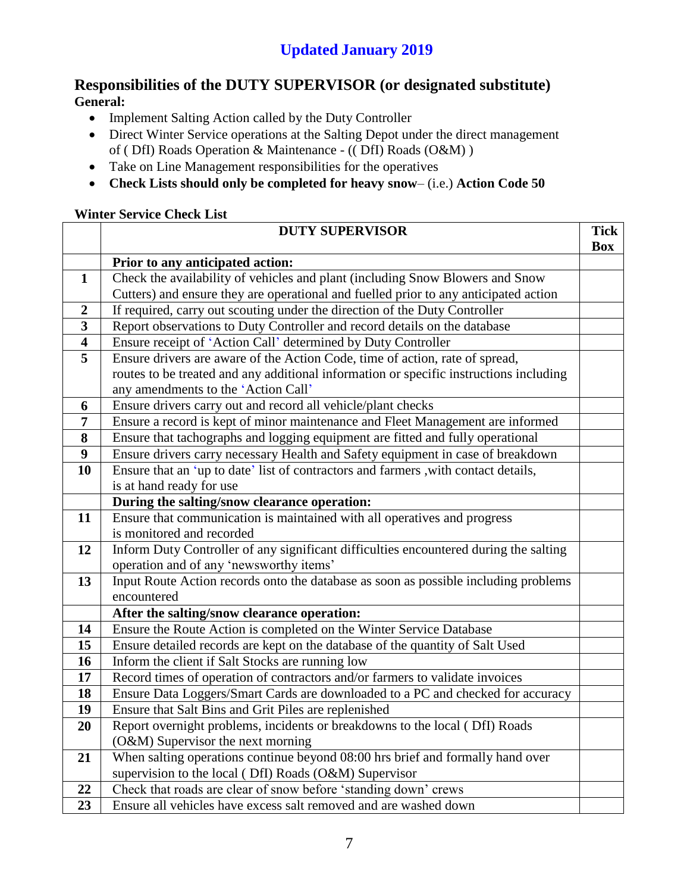**Updated January 2019**

## Responsibilities of the DUTY SUPERVISOR (or designated substitute)

**General:**

- Implement Salting Action called by the Duty Controller
- Direct Winter Service operations at the Salting Depot under the direct management of ( DfI) Roads Operation & Maintenance - (( DfI) Roads (O&M) )
- Take on Line Management responsibilities for the operatives
- **Check Lists should only be completed for heavy snow**– (i.e.) **Action Code 50**

**Winter Service Check List**

| | **DUTY SUPERVISOR** | **Tick Box** |
|---|---|---|
| | **Prior to any anticipated action:** | |
| **1** | Check the availability of vehicles and plant (including Snow Blowers and Snow Cutters) and ensure they are operational and fuelled prior to any anticipated action | |
| **2** | If required, carry out scouting under the direction of the Duty Controller | |
| **3** | Report observations to Duty Controller and record details on the database | |
| **4** | Ensure receipt of 'Action Call' determined by Duty Controller | |
| **5** | Ensure drivers are aware of the Action Code, time of action, rate of spread, routes to be treated and any additional information or specific instructions including any amendments to the 'Action Call' | |
| **6** | Ensure drivers carry out and record all vehicle/plant checks | |
| **7** | Ensure a record is kept of minor maintenance and Fleet Management are informed | |
| **8** | Ensure that tachographs and logging equipment are fitted and fully operational | |
| **9** | Ensure drivers carry necessary Health and Safety equipment in case of breakdown | |
| **10** | Ensure that an 'up to date' list of contractors and farmers ,with contact details, is at hand ready for use | |
| | **During the salting/snow clearance operation:** | |
| **11** | Ensure that communication is maintained with all operatives and progress is monitored and recorded | |
| **12** | Inform Duty Controller of any significant difficulties encountered during the salting operation and of any 'newsworthy items' | |
| **13** | Input Route Action records onto the database as soon as possible including problems encountered | |
| | **After the salting/snow clearance operation:** | |
| **14** | Ensure the Route Action is completed on the Winter Service Database | |
| **15** | Ensure detailed records are kept on the database of the quantity of Salt Used | |
| **16** | Inform the client if Salt Stocks are running low | |
| **17** | Record times of operation of contractors and/or farmers to validate invoices | |
| **18** | Ensure Data Loggers/Smart Cards are downloaded to a PC and checked for accuracy | |
| **19** | Ensure that Salt Bins and Grit Piles are replenished | |
| **20** | Report overnight problems, incidents or breakdowns to the local ( DfI) Roads (O&M) Supervisor the next morning | |
| **21** | When salting operations continue beyond 08:00 hrs brief and formally hand over supervision to the local ( DfI) Roads (O&M) Supervisor | |
| **22** | Check that roads are clear of snow before 'standing down' crews | |
| **23** | Ensure all vehicles have excess salt removed and are washed down | |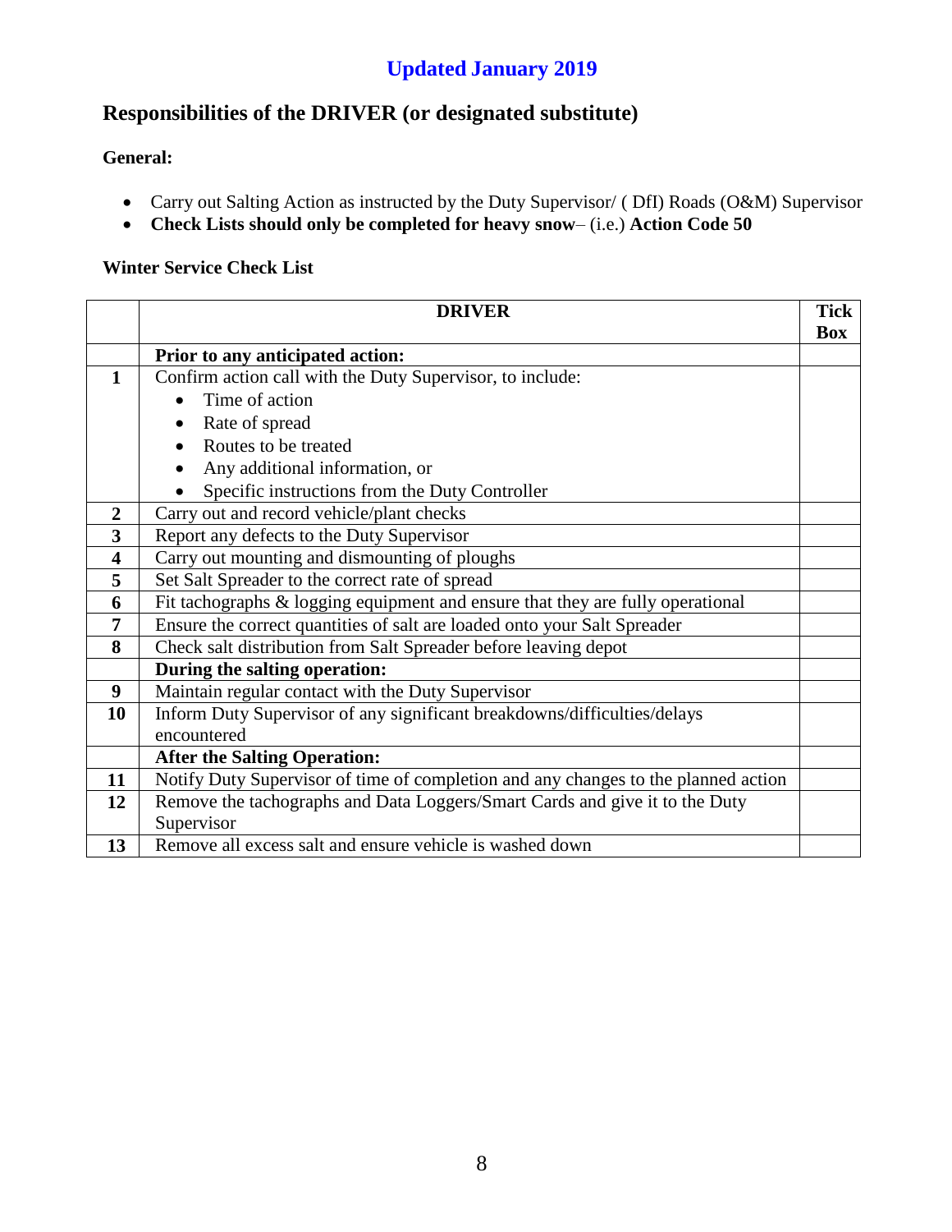**Updated January 2019**

## Responsibilities of the DRIVER (or designated substitute)

**General:**

- Carry out Salting Action as instructed by the Duty Supervisor/ ( DfI) Roads (O&M) Supervisor
- **Check Lists should only be completed for heavy snow**– (i.e.) **Action Code 50**

**Winter Service Check List**

| | **DRIVER** | **Tick Box** |
|---|---|---|
| | **Prior to any anticipated action:** | |
| **1** | Confirm action call with the Duty Supervisor, to include:<br>• Time of action<br>• Rate of spread<br>• Routes to be treated<br>• Any additional information, or<br>• Specific instructions from the Duty Controller | |
| **2** | Carry out and record vehicle/plant checks | |
| **3** | Report any defects to the Duty Supervisor | |
| **4** | Carry out mounting and dismounting of ploughs | |
| **5** | Set Salt Spreader to the correct rate of spread | |
| **6** | Fit tachographs & logging equipment and ensure that they are fully operational | |
| **7** | Ensure the correct quantities of salt are loaded onto your Salt Spreader | |
| **8** | Check salt distribution from Salt Spreader before leaving depot | |
| | **During the salting operation:** | |
| **9** | Maintain regular contact with the Duty Supervisor | |
| **10** | Inform Duty Supervisor of any significant breakdowns/difficulties/delays encountered | |
| | **After the Salting Operation:** | |
| **11** | Notify Duty Supervisor of time of completion and any changes to the planned action | |
| **12** | Remove the tachographs and Data Loggers/Smart Cards and give it to the Duty Supervisor | |
| **13** | Remove all excess salt and ensure vehicle is washed down | |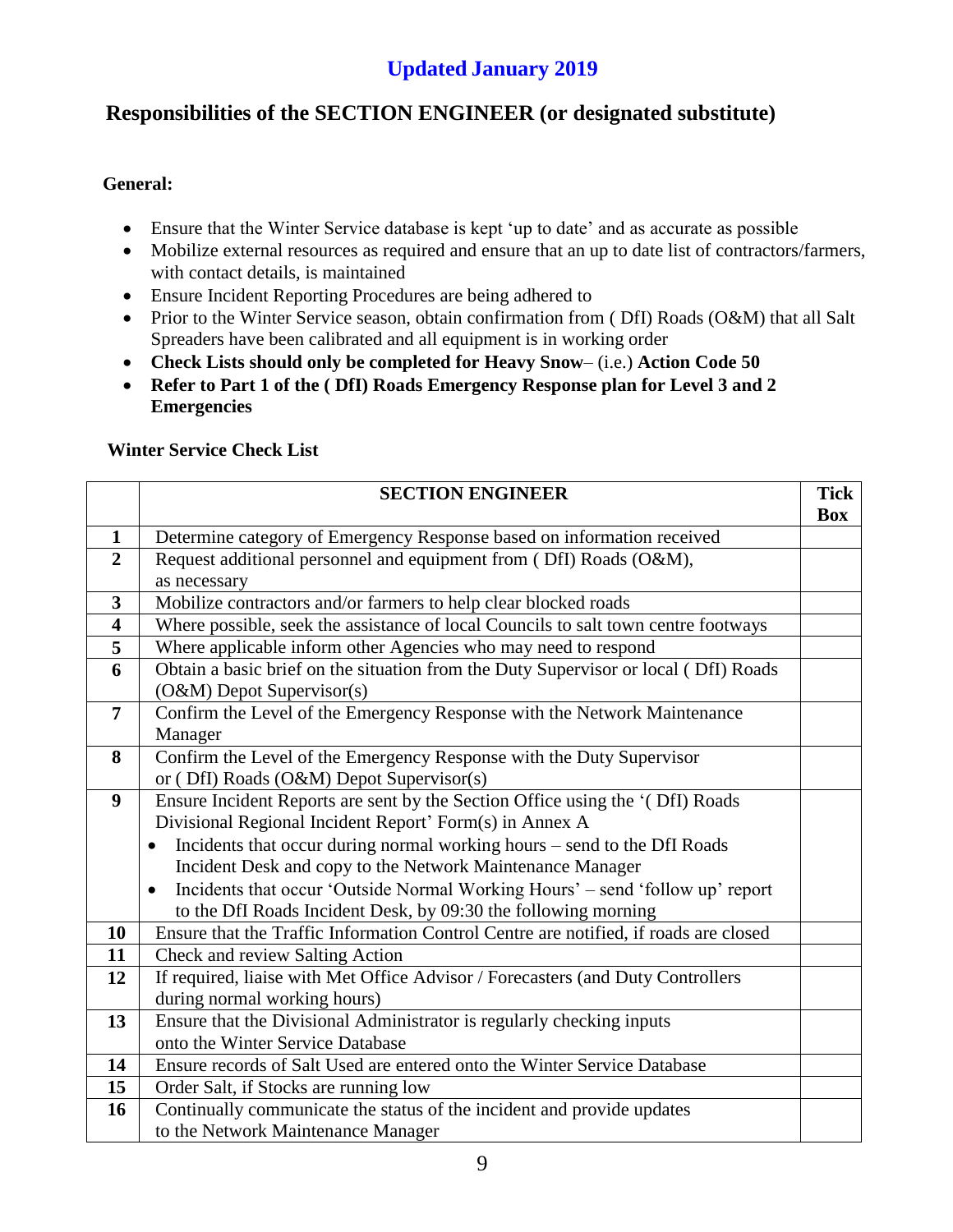**Updated January 2019**

## Responsibilities of the SECTION ENGINEER (or designated substitute)

**General:**

- Ensure that the Winter Service database is kept 'up to date' and as accurate as possible
- Mobilize external resources as required and ensure that an up to date list of contractors/farmers, with contact details, is maintained
- Ensure Incident Reporting Procedures are being adhered to
- Prior to the Winter Service season, obtain confirmation from ( DfI) Roads (O&M) that all Salt Spreaders have been calibrated and all equipment is in working order
- **Check Lists should only be completed for Heavy Snow**– (i.e.) **Action Code 50**
- **Refer to Part 1 of the ( DfI) Roads Emergency Response plan for Level 3 and 2 Emergencies**

**Winter Service Check List**

| | **SECTION ENGINEER** | **Tick Box** |
|---|---|---|
| **1** | Determine category of Emergency Response based on information received | |
| **2** | Request additional personnel and equipment from ( DfI) Roads (O&M), as necessary | |
| **3** | Mobilize contractors and/or farmers to help clear blocked roads | |
| **4** | Where possible, seek the assistance of local Councils to salt town centre footways | |
| **5** | Where applicable inform other Agencies who may need to respond | |
| **6** | Obtain a basic brief on the situation from the Duty Supervisor or local ( DfI) Roads (O&M) Depot Supervisor(s) | |
| **7** | Confirm the Level of the Emergency Response with the Network Maintenance Manager | |
| **8** | Confirm the Level of the Emergency Response with the Duty Supervisor or ( DfI) Roads (O&M) Depot Supervisor(s) | |
| **9** | Ensure Incident Reports are sent by the Section Office using the '( DfI) Roads Divisional Regional Incident Report' Form(s) in Annex A<br>• Incidents that occur during normal working hours – send to the DfI Roads Incident Desk and copy to the Network Maintenance Manager<br>• Incidents that occur 'Outside Normal Working Hours' – send 'follow up' report to the DfI Roads Incident Desk, by 09:30 the following morning | |
| **10** | Ensure that the Traffic Information Control Centre are notified, if roads are closed | |
| **11** | Check and review Salting Action | |
| **12** | If required, liaise with Met Office Advisor / Forecasters (and Duty Controllers during normal working hours) | |
| **13** | Ensure that the Divisional Administrator is regularly checking inputs onto the Winter Service Database | |
| **14** | Ensure records of Salt Used are entered onto the Winter Service Database | |
| **15** | Order Salt, if Stocks are running low | |
| **16** | Continually communicate the status of the incident and provide updates to the Network Maintenance Manager | |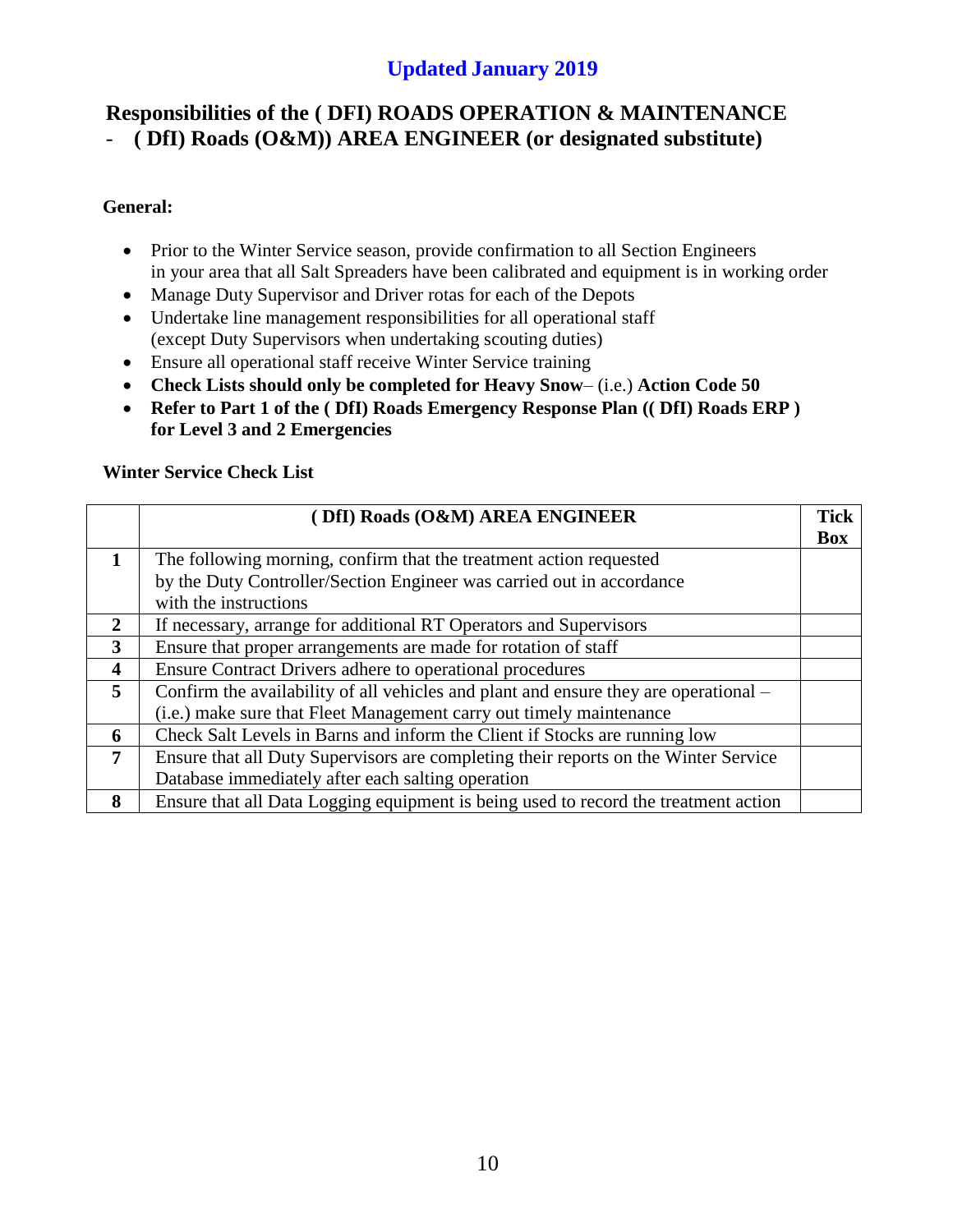**Updated January 2019**

## Responsibilities of the ( DFI) ROADS OPERATION & MAINTENANCE - ( DfI) Roads (O&M)) AREA ENGINEER (or designated substitute)

**General:**

- Prior to the Winter Service season, provide confirmation to all Section Engineers in your area that all Salt Spreaders have been calibrated and equipment is in working order
- Manage Duty Supervisor and Driver rotas for each of the Depots
- Undertake line management responsibilities for all operational staff (except Duty Supervisors when undertaking scouting duties)
- Ensure all operational staff receive Winter Service training
- **Check Lists should only be completed for Heavy Snow**– (i.e.) **Action Code 50**
- **Refer to Part 1 of the ( DfI) Roads Emergency Response Plan (( DfI) Roads ERP ) for Level 3 and 2 Emergencies**

**Winter Service Check List**

| | **( DfI) Roads (O&M) AREA ENGINEER** | **Tick Box** |
|---|---|---|
| **1** | The following morning, confirm that the treatment action requested by the Duty Controller/Section Engineer was carried out in accordance with the instructions | |
| **2** | If necessary, arrange for additional RT Operators and Supervisors | |
| **3** | Ensure that proper arrangements are made for rotation of staff | |
| **4** | Ensure Contract Drivers adhere to operational procedures | |
| **5** | Confirm the availability of all vehicles and plant and ensure they are operational – (i.e.) make sure that Fleet Management carry out timely maintenance | |
| **6** | Check Salt Levels in Barns and inform the Client if Stocks are running low | |
| **7** | Ensure that all Duty Supervisors are completing their reports on the Winter Service Database immediately after each salting operation | |
| **8** | Ensure that all Data Logging equipment is being used to record the treatment action | |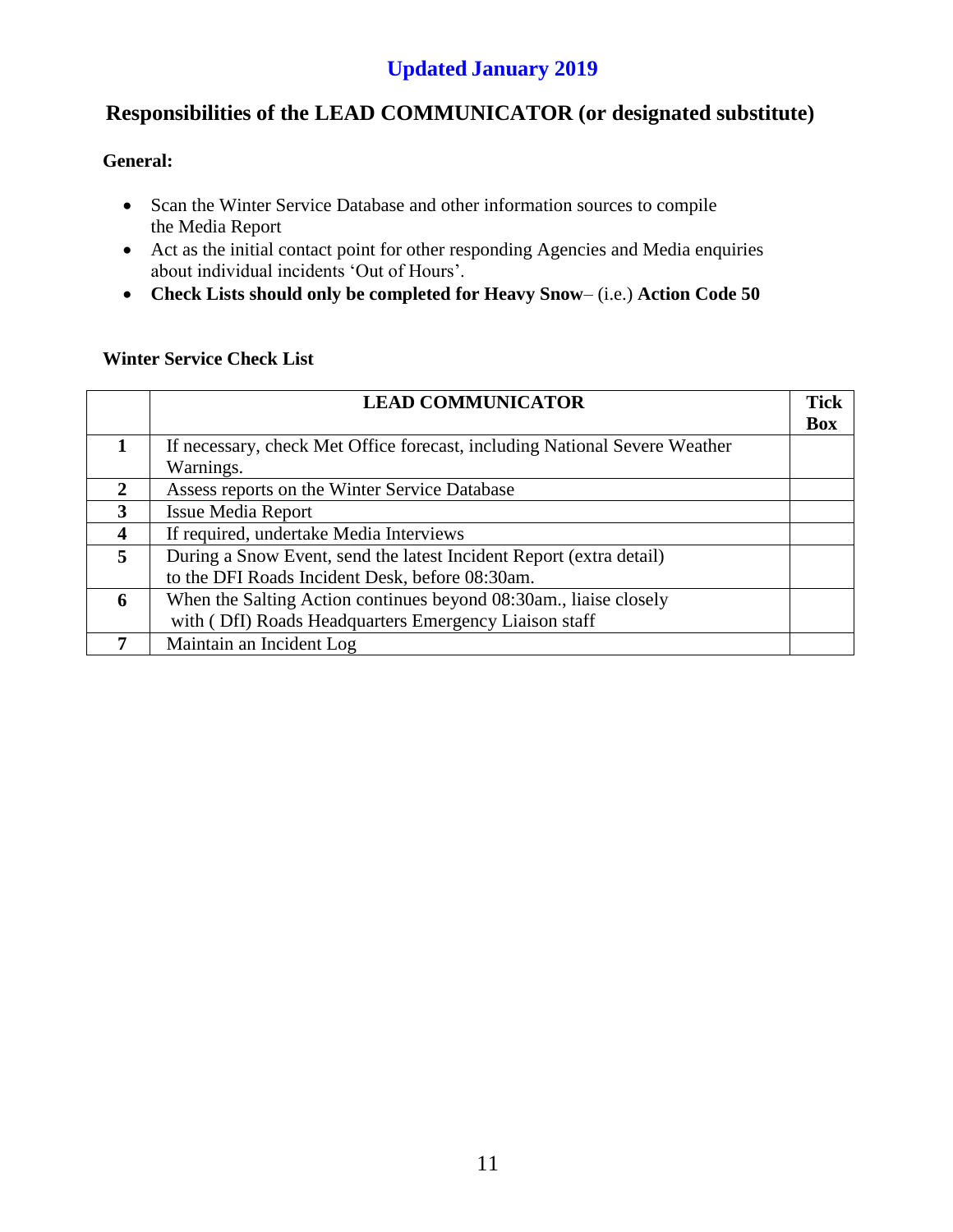**Updated January 2019**

## Responsibilities of the LEAD COMMUNICATOR (or designated substitute)

**General:**

- Scan the Winter Service Database and other information sources to compile the Media Report
- Act as the initial contact point for other responding Agencies and Media enquiries about individual incidents 'Out of Hours'.
- **Check Lists should only be completed for Heavy Snow**– (i.e.) **Action Code 50**

**Winter Service Check List**

| | **LEAD COMMUNICATOR** | **Tick Box** |
|---|---|---|
| **1** | If necessary, check Met Office forecast, including National Severe Weather Warnings. | |
| **2** | Assess reports on the Winter Service Database | |
| **3** | Issue Media Report | |
| **4** | If required, undertake Media Interviews | |
| **5** | During a Snow Event, send the latest Incident Report (extra detail) to the DFI Roads Incident Desk, before 08:30am. | |
| **6** | When the Salting Action continues beyond 08:30am., liaise closely with ( DfI) Roads Headquarters Emergency Liaison staff | |
| **7** | Maintain an Incident Log | |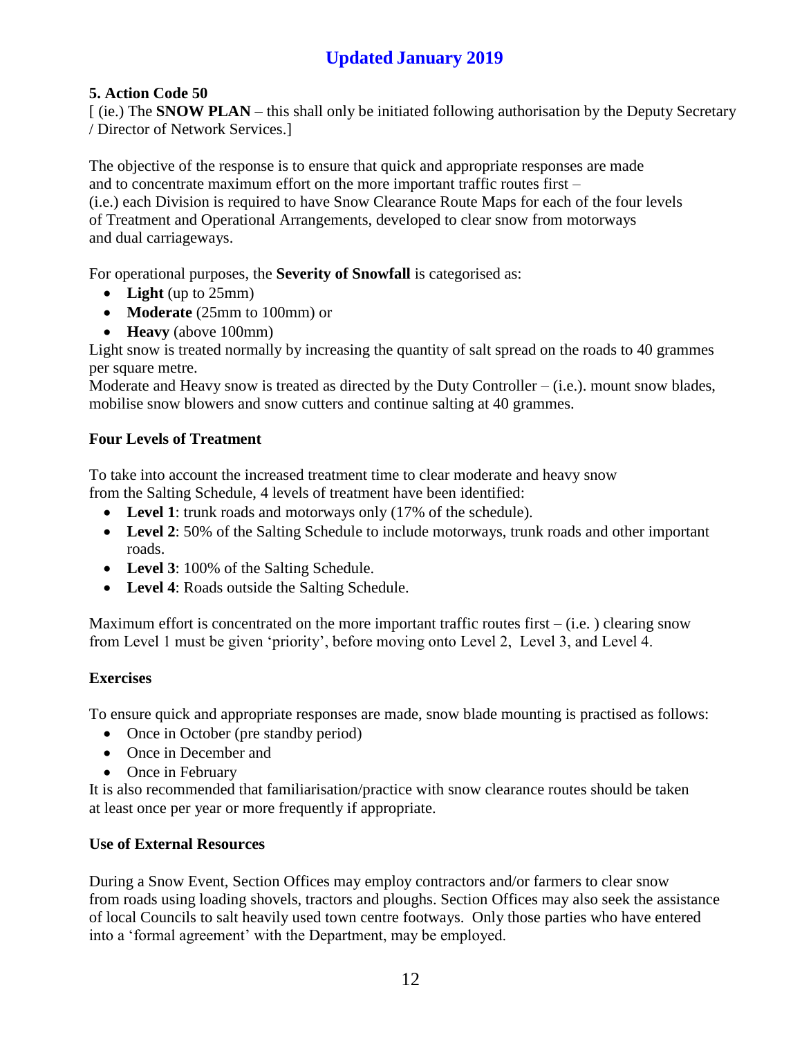Updated January 2019

## 5. Action Code 50

[ (ie.) The **SNOW PLAN** – this shall only be initiated following authorisation by the Deputy Secretary / Director of Network Services.]

The objective of the response is to ensure that quick and appropriate responses are made and to concentrate maximum effort on the more important traffic routes first – (i.e.) each Division is required to have Snow Clearance Route Maps for each of the four levels of Treatment and Operational Arrangements, developed to clear snow from motorways and dual carriageways.

For operational purposes, the **Severity of Snowfall** is categorised as:

- **Light** (up to 25mm)
- **Moderate** (25mm to 100mm) or
- **Heavy** (above 100mm)

Light snow is treated normally by increasing the quantity of salt spread on the roads to 40 grammes per square metre.
Moderate and Heavy snow is treated as directed by the Duty Controller – (i.e.). mount snow blades, mobilise snow blowers and snow cutters and continue salting at 40 grammes.

### Four Levels of Treatment

To take into account the increased treatment time to clear moderate and heavy snow from the Salting Schedule, 4 levels of treatment have been identified:

- **Level 1**: trunk roads and motorways only (17% of the schedule).
- **Level 2**: 50% of the Salting Schedule to include motorways, trunk roads and other important roads.
- **Level 3**: 100% of the Salting Schedule.
- **Level 4**: Roads outside the Salting Schedule.

Maximum effort is concentrated on the more important traffic routes first – (i.e. ) clearing snow from Level 1 must be given 'priority', before moving onto Level 2, Level 3, and Level 4.

### Exercises

To ensure quick and appropriate responses are made, snow blade mounting is practised as follows:

- Once in October (pre standby period)
- Once in December and
- Once in February

It is also recommended that familiarisation/practice with snow clearance routes should be taken at least once per year or more frequently if appropriate.

### Use of External Resources

During a Snow Event, Section Offices may employ contractors and/or farmers to clear snow from roads using loading shovels, tractors and ploughs. Section Offices may also seek the assistance of local Councils to salt heavily used town centre footways. Only those parties who have entered into a 'formal agreement' with the Department, may be employed.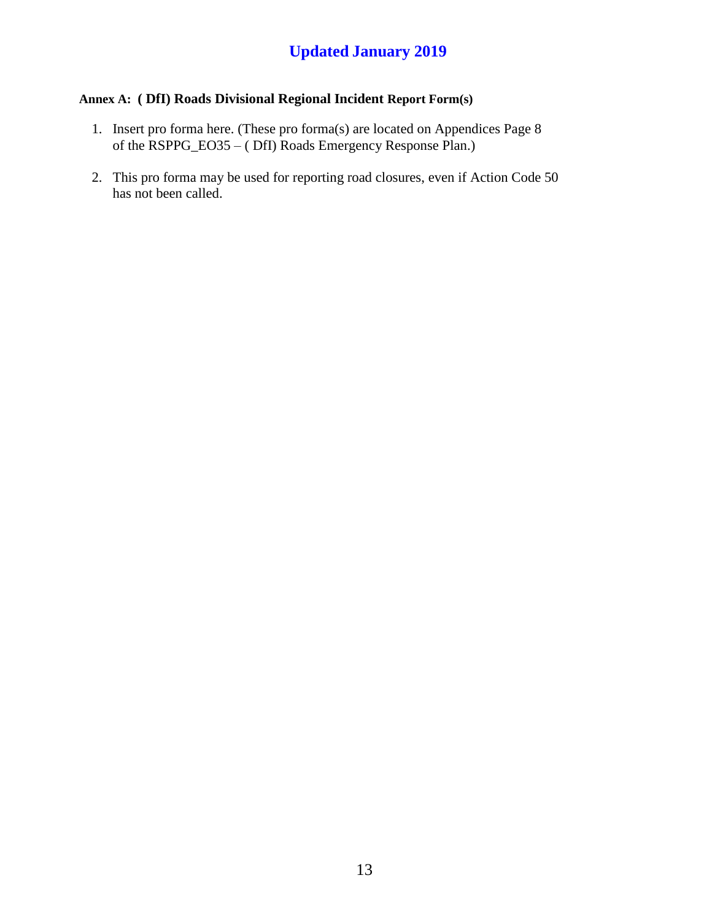**Updated January 2019**

**Annex A: ( DfI) Roads Divisional Regional Incident Report Form(s)**

1. Insert pro forma here. (These pro forma(s) are located on Appendices Page 8 of the RSPPG_EO35 – ( DfI) Roads Emergency Response Plan.)

2. This pro forma may be used for reporting road closures, even if Action Code 50 has not been called.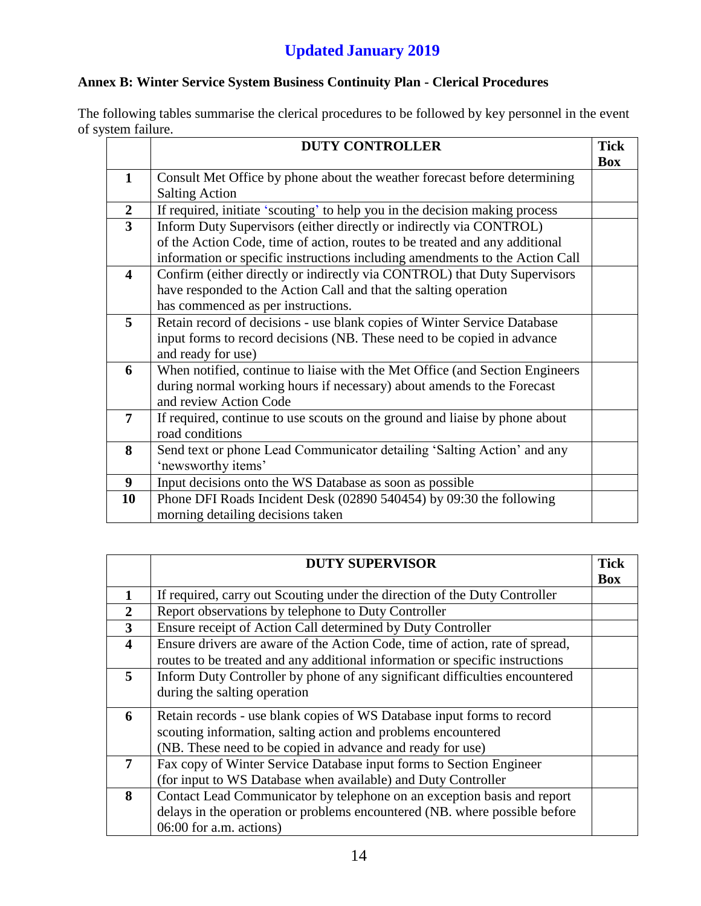**Updated January 2019**

### Annex B: Winter Service System Business Continuity Plan - Clerical Procedures

The following tables summarise the clerical procedures to be followed by key personnel in the event of system failure.

| | DUTY CONTROLLER | Tick Box |
|---|---|---|
| **1** | Consult Met Office by phone about the weather forecast before determining Salting Action | |
| **2** | If required, initiate 'scouting' to help you in the decision making process | |
| **3** | Inform Duty Supervisors (either directly or indirectly via CONTROL) of the Action Code, time of action, routes to be treated and any additional information or specific instructions including amendments to the Action Call | |
| **4** | Confirm (either directly or indirectly via CONTROL) that Duty Supervisors have responded to the Action Call and that the salting operation has commenced as per instructions. | |
| **5** | Retain record of decisions - use blank copies of Winter Service Database input forms to record decisions (NB. These need to be copied in advance and ready for use) | |
| **6** | When notified, continue to liaise with the Met Office (and Section Engineers during normal working hours if necessary) about amends to the Forecast and review Action Code | |
| **7** | If required, continue to use scouts on the ground and liaise by phone about road conditions | |
| **8** | Send text or phone Lead Communicator detailing 'Salting Action' and any 'newsworthy items' | |
| **9** | Input decisions onto the WS Database as soon as possible | |
| **10** | Phone DFI Roads Incident Desk (02890 540454) by 09:30 the following morning detailing decisions taken | |

| | DUTY SUPERVISOR | Tick Box |
|---|---|---|
| **1** | If required, carry out Scouting under the direction of the Duty Controller | |
| **2** | Report observations by telephone to Duty Controller | |
| **3** | Ensure receipt of Action Call determined by Duty Controller | |
| **4** | Ensure drivers are aware of the Action Code, time of action, rate of spread, routes to be treated and any additional information or specific instructions | |
| **5** | Inform Duty Controller by phone of any significant difficulties encountered during the salting operation | |
| **6** | Retain records - use blank copies of WS Database input forms to record scouting information, salting action and problems encountered (NB. These need to be copied in advance and ready for use) | |
| **7** | Fax copy of Winter Service Database input forms to Section Engineer (for input to WS Database when available) and Duty Controller | |
| **8** | Contact Lead Communicator by telephone on an exception basis and report delays in the operation or problems encountered (NB. where possible before 06:00 for a.m. actions) | |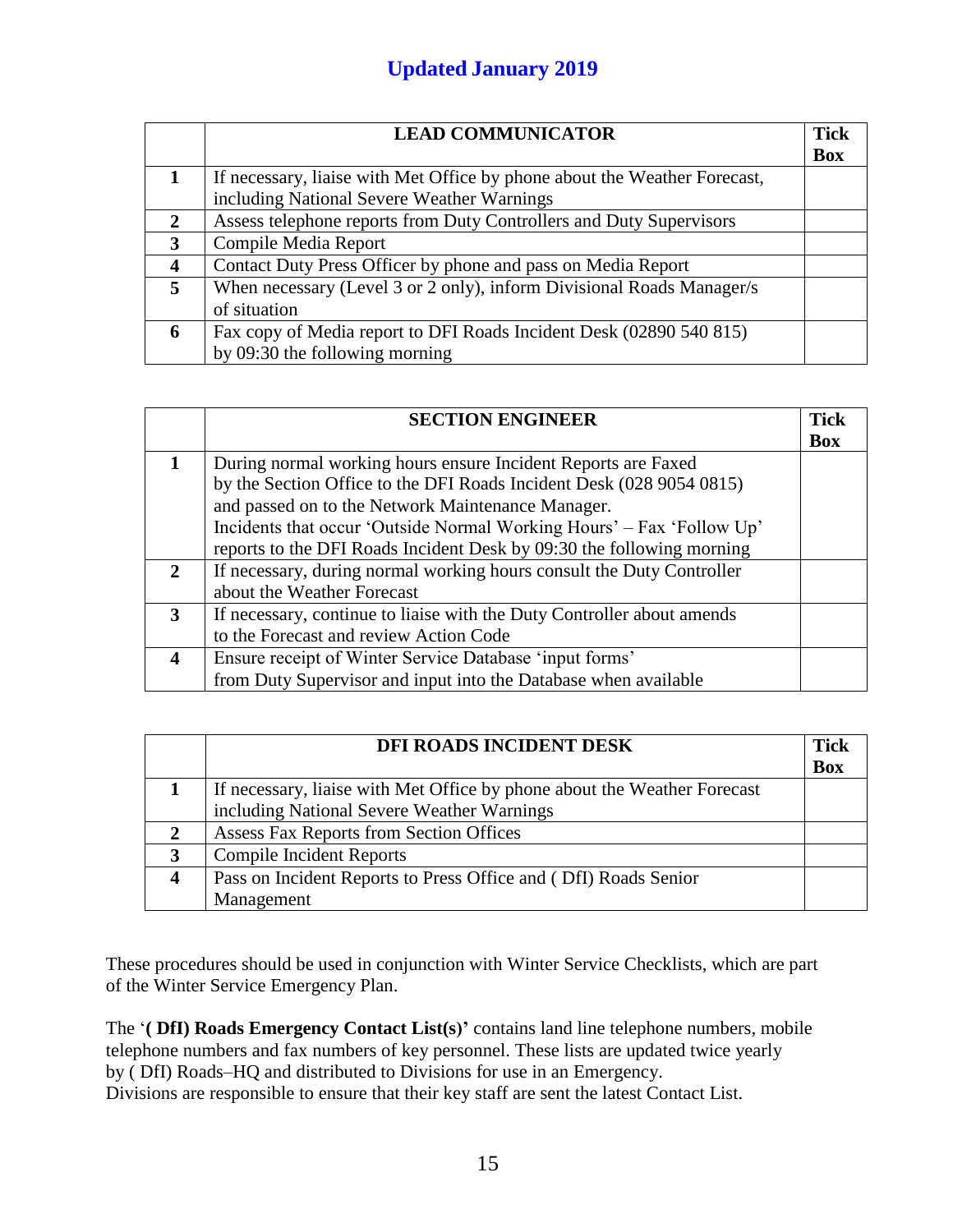**Updated January 2019**

| | LEAD COMMUNICATOR | Tick Box |
|---|---|---|
| **1** | If necessary, liaise with Met Office by phone about the Weather Forecast, including National Severe Weather Warnings | |
| **2** | Assess telephone reports from Duty Controllers and Duty Supervisors | |
| **3** | Compile Media Report | |
| **4** | Contact Duty Press Officer by phone and pass on Media Report | |
| **5** | When necessary (Level 3 or 2 only), inform Divisional Roads Manager/s of situation | |
| **6** | Fax copy of Media report to DFI Roads Incident Desk (02890 540 815) by 09:30 the following morning | |

| | SECTION ENGINEER | Tick Box |
|---|---|---|
| **1** | During normal working hours ensure Incident Reports are Faxed by the Section Office to the DFI Roads Incident Desk (028 9054 0815) and passed on to the Network Maintenance Manager. Incidents that occur 'Outside Normal Working Hours' – Fax 'Follow Up' reports to the DFI Roads Incident Desk by 09:30 the following morning | |
| **2** | If necessary, during normal working hours consult the Duty Controller about the Weather Forecast | |
| **3** | If necessary, continue to liaise with the Duty Controller about amends to the Forecast and review Action Code | |
| **4** | Ensure receipt of Winter Service Database 'input forms' from Duty Supervisor and input into the Database when available | |

| | DFI ROADS INCIDENT DESK | Tick Box |
|---|---|---|
| **1** | If necessary, liaise with Met Office by phone about the Weather Forecast including National Severe Weather Warnings | |
| **2** | Assess Fax Reports from Section Offices | |
| **3** | Compile Incident Reports | |
| **4** | Pass on Incident Reports to Press Office and ( DfI) Roads Senior Management | |

These procedures should be used in conjunction with Winter Service Checklists, which are part of the Winter Service Emergency Plan.

The '**( DfI) Roads Emergency Contact List(s)'** contains land line telephone numbers, mobile telephone numbers and fax numbers of key personnel. These lists are updated twice yearly by ( DfI) Roads–HQ and distributed to Divisions for use in an Emergency.
Divisions are responsible to ensure that their key staff are sent the latest Contact List.